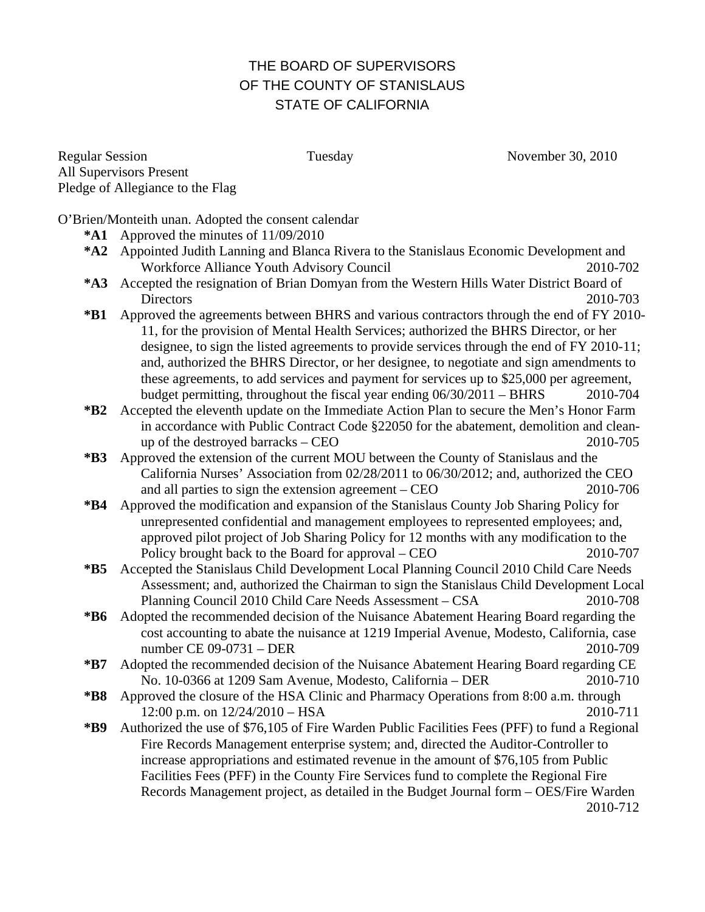# THE BOARD OF SUPERVISORS
# OF THE COUNTY OF STANISLAUS
# STATE OF CALIFORNIA

Regular Session Tuesday November 30, 2010
All Supervisors Present
Pledge of Allegiance to the Flag

O'Brien/Monteith unan. Adopted the consent calendar

- **\*A1** Approved the minutes of 11/09/2010
- **\*A2** Appointed Judith Lanning and Blanca Rivera to the Stanislaus Economic Development and Workforce Alliance Youth Advisory Council 2010-702
- **\*A3** Accepted the resignation of Brian Domyan from the Western Hills Water District Board of Directors 2010-703
- **\*B1** Approved the agreements between BHRS and various contractors through the end of FY 2010-11, for the provision of Mental Health Services; authorized the BHRS Director, or her designee, to sign the listed agreements to provide services through the end of FY 2010-11; and, authorized the BHRS Director, or her designee, to negotiate and sign amendments to these agreements, to add services and payment for services up to $25,000 per agreement, budget permitting, throughout the fiscal year ending 06/30/2011 – BHRS 2010-704
- **\*B2** Accepted the eleventh update on the Immediate Action Plan to secure the Men's Honor Farm in accordance with Public Contract Code §22050 for the abatement, demolition and clean-up of the destroyed barracks – CEO 2010-705
- **\*B3** Approved the extension of the current MOU between the County of Stanislaus and the California Nurses' Association from 02/28/2011 to 06/30/2012; and, authorized the CEO and all parties to sign the extension agreement – CEO 2010-706
- **\*B4** Approved the modification and expansion of the Stanislaus County Job Sharing Policy for unrepresented confidential and management employees to represented employees; and, approved pilot project of Job Sharing Policy for 12 months with any modification to the Policy brought back to the Board for approval – CEO 2010-707
- **\*B5** Accepted the Stanislaus Child Development Local Planning Council 2010 Child Care Needs Assessment; and, authorized the Chairman to sign the Stanislaus Child Development Local Planning Council 2010 Child Care Needs Assessment – CSA 2010-708
- **\*B6** Adopted the recommended decision of the Nuisance Abatement Hearing Board regarding the cost accounting to abate the nuisance at 1219 Imperial Avenue, Modesto, California, case number CE 09-0731 – DER 2010-709
- **\*B7** Adopted the recommended decision of the Nuisance Abatement Hearing Board regarding CE No. 10-0366 at 1209 Sam Avenue, Modesto, California – DER 2010-710
- **\*B8** Approved the closure of the HSA Clinic and Pharmacy Operations from 8:00 a.m. through 12:00 p.m. on 12/24/2010 – HSA 2010-711
- **\*B9** Authorized the use of $76,105 of Fire Warden Public Facilities Fees (PFF) to fund a Regional Fire Records Management enterprise system; and, directed the Auditor-Controller to increase appropriations and estimated revenue in the amount of $76,105 from Public Facilities Fees (PFF) in the County Fire Services fund to complete the Regional Fire Records Management project, as detailed in the Budget Journal form – OES/Fire Warden 2010-712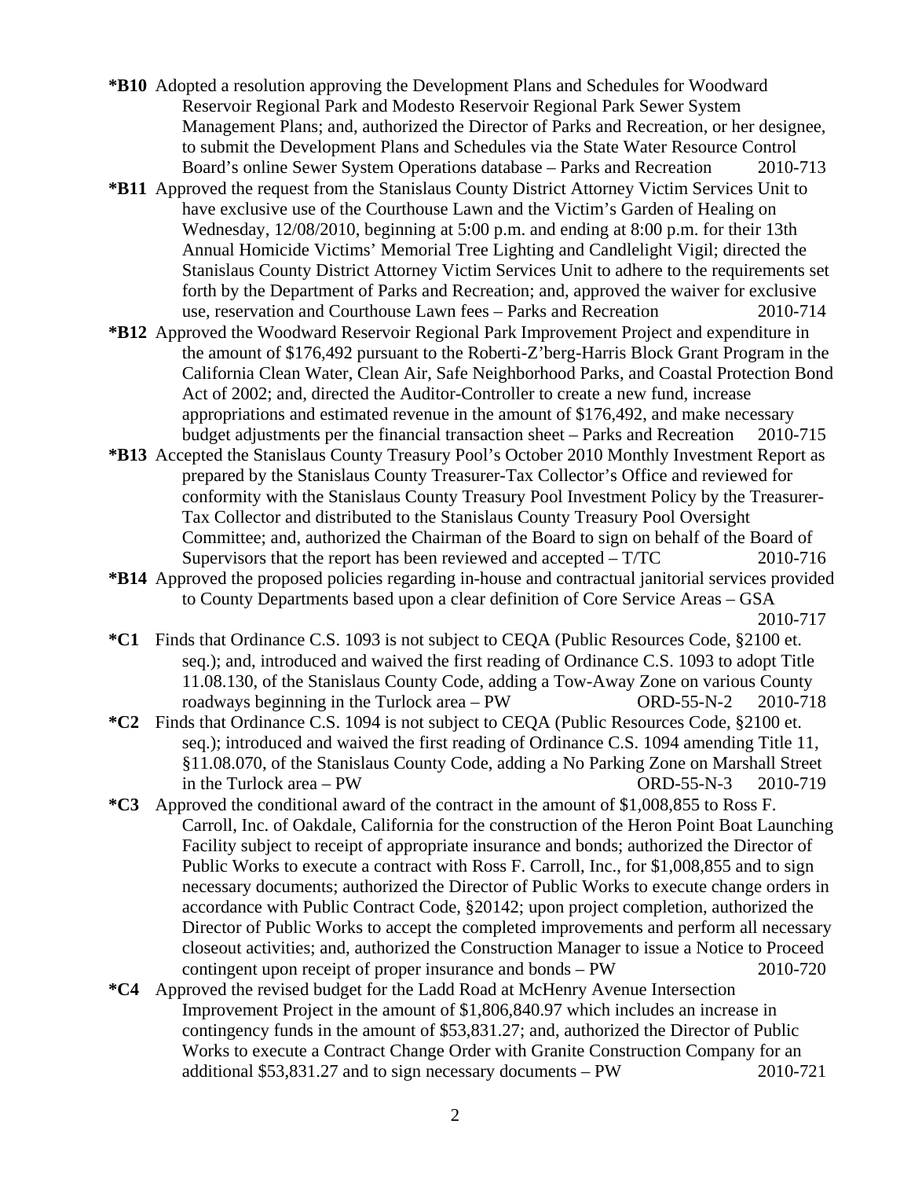**\*B10** Adopted a resolution approving the Development Plans and Schedules for Woodward Reservoir Regional Park and Modesto Reservoir Regional Park Sewer System Management Plans; and, authorized the Director of Parks and Recreation, or her designee, to submit the Development Plans and Schedules via the State Water Resource Control Board's online Sewer System Operations database – Parks and Recreation 2010-713

**\*B11** Approved the request from the Stanislaus County District Attorney Victim Services Unit to have exclusive use of the Courthouse Lawn and the Victim's Garden of Healing on Wednesday, 12/08/2010, beginning at 5:00 p.m. and ending at 8:00 p.m. for their 13th Annual Homicide Victims' Memorial Tree Lighting and Candlelight Vigil; directed the Stanislaus County District Attorney Victim Services Unit to adhere to the requirements set forth by the Department of Parks and Recreation; and, approved the waiver for exclusive use, reservation and Courthouse Lawn fees – Parks and Recreation 2010-714

**\*B12** Approved the Woodward Reservoir Regional Park Improvement Project and expenditure in the amount of $176,492 pursuant to the Roberti-Z'berg-Harris Block Grant Program in the California Clean Water, Clean Air, Safe Neighborhood Parks, and Coastal Protection Bond Act of 2002; and, directed the Auditor-Controller to create a new fund, increase appropriations and estimated revenue in the amount of $176,492, and make necessary budget adjustments per the financial transaction sheet – Parks and Recreation 2010-715

**\*B13** Accepted the Stanislaus County Treasury Pool's October 2010 Monthly Investment Report as prepared by the Stanislaus County Treasurer-Tax Collector's Office and reviewed for conformity with the Stanislaus County Treasury Pool Investment Policy by the Treasurer-Tax Collector and distributed to the Stanislaus County Treasury Pool Oversight Committee; and, authorized the Chairman of the Board to sign on behalf of the Board of Supervisors that the report has been reviewed and accepted – T/TC 2010-716

**\*B14** Approved the proposed policies regarding in-house and contractual janitorial services provided to County Departments based upon a clear definition of Core Service Areas – GSA 2010-717

**\*C1** Finds that Ordinance C.S. 1093 is not subject to CEQA (Public Resources Code, §2100 et. seq.); and, introduced and waived the first reading of Ordinance C.S. 1093 to adopt Title 11.08.130, of the Stanislaus County Code, adding a Tow-Away Zone on various County roadways beginning in the Turlock area – PW ORD-55-N-2 2010-718

**\*C2** Finds that Ordinance C.S. 1094 is not subject to CEQA (Public Resources Code, §2100 et. seq.); introduced and waived the first reading of Ordinance C.S. 1094 amending Title 11, §11.08.070, of the Stanislaus County Code, adding a No Parking Zone on Marshall Street in the Turlock area – PW ORD-55-N-3 2010-719

**\*C3** Approved the conditional award of the contract in the amount of $1,008,855 to Ross F. Carroll, Inc. of Oakdale, California for the construction of the Heron Point Boat Launching Facility subject to receipt of appropriate insurance and bonds; authorized the Director of Public Works to execute a contract with Ross F. Carroll, Inc., for $1,008,855 and to sign necessary documents; authorized the Director of Public Works to execute change orders in accordance with Public Contract Code, §20142; upon project completion, authorized the Director of Public Works to accept the completed improvements and perform all necessary closeout activities; and, authorized the Construction Manager to issue a Notice to Proceed contingent upon receipt of proper insurance and bonds – PW 2010-720

**\*C4** Approved the revised budget for the Ladd Road at McHenry Avenue Intersection Improvement Project in the amount of $1,806,840.97 which includes an increase in contingency funds in the amount of $53,831.27; and, authorized the Director of Public Works to execute a Contract Change Order with Granite Construction Company for an additional $53,831.27 and to sign necessary documents – PW 2010-721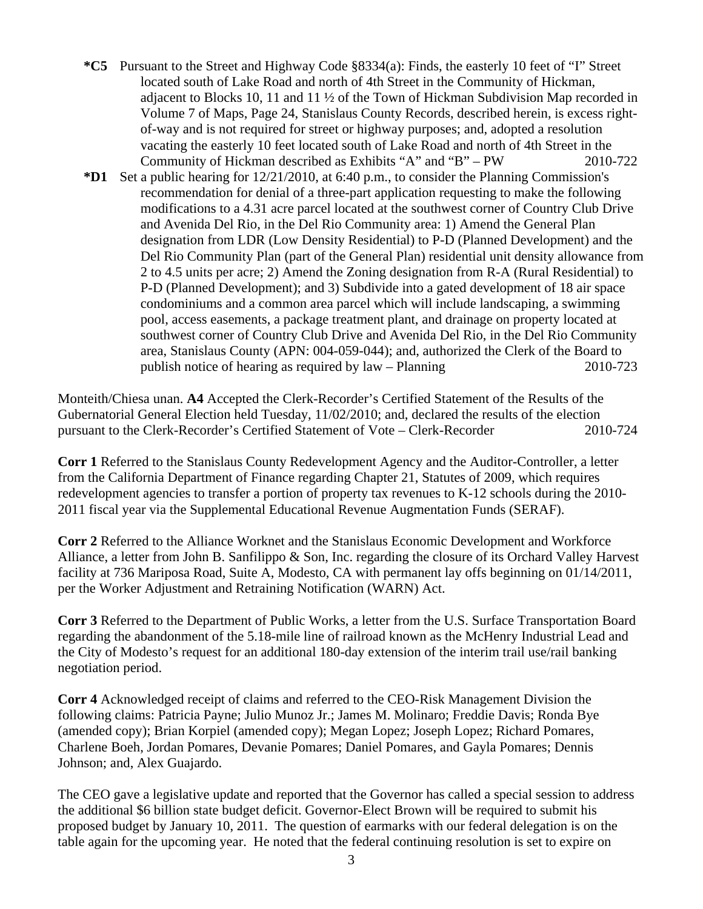**\*C5** Pursuant to the Street and Highway Code §8334(a): Finds, the easterly 10 feet of "I" Street located south of Lake Road and north of 4th Street in the Community of Hickman, adjacent to Blocks 10, 11 and 11 ½ of the Town of Hickman Subdivision Map recorded in Volume 7 of Maps, Page 24, Stanislaus County Records, described herein, is excess right-of-way and is not required for street or highway purposes; and, adopted a resolution vacating the easterly 10 feet located south of Lake Road and north of 4th Street in the Community of Hickman described as Exhibits "A" and "B" – PW 2010-722

**\*D1** Set a public hearing for 12/21/2010, at 6:40 p.m., to consider the Planning Commission's recommendation for denial of a three-part application requesting to make the following modifications to a 4.31 acre parcel located at the southwest corner of Country Club Drive and Avenida Del Rio, in the Del Rio Community area: 1) Amend the General Plan designation from LDR (Low Density Residential) to P-D (Planned Development) and the Del Rio Community Plan (part of the General Plan) residential unit density allowance from 2 to 4.5 units per acre; 2) Amend the Zoning designation from R-A (Rural Residential) to P-D (Planned Development); and 3) Subdivide into a gated development of 18 air space condominiums and a common area parcel which will include landscaping, a swimming pool, access easements, a package treatment plant, and drainage on property located at southwest corner of Country Club Drive and Avenida Del Rio, in the Del Rio Community area, Stanislaus County (APN: 004-059-044); and, authorized the Clerk of the Board to publish notice of hearing as required by law – Planning 2010-723

Monteith/Chiesa unan. **A4** Accepted the Clerk-Recorder's Certified Statement of the Results of the Gubernatorial General Election held Tuesday, 11/02/2010; and, declared the results of the election pursuant to the Clerk-Recorder's Certified Statement of Vote – Clerk-Recorder 2010-724

**Corr 1** Referred to the Stanislaus County Redevelopment Agency and the Auditor-Controller, a letter from the California Department of Finance regarding Chapter 21, Statutes of 2009, which requires redevelopment agencies to transfer a portion of property tax revenues to K-12 schools during the 2010-2011 fiscal year via the Supplemental Educational Revenue Augmentation Funds (SERAF).

**Corr 2** Referred to the Alliance Worknet and the Stanislaus Economic Development and Workforce Alliance, a letter from John B. Sanfilippo & Son, Inc. regarding the closure of its Orchard Valley Harvest facility at 736 Mariposa Road, Suite A, Modesto, CA with permanent lay offs beginning on 01/14/2011, per the Worker Adjustment and Retraining Notification (WARN) Act.

**Corr 3** Referred to the Department of Public Works, a letter from the U.S. Surface Transportation Board regarding the abandonment of the 5.18-mile line of railroad known as the McHenry Industrial Lead and the City of Modesto's request for an additional 180-day extension of the interim trail use/rail banking negotiation period.

**Corr 4** Acknowledged receipt of claims and referred to the CEO-Risk Management Division the following claims: Patricia Payne; Julio Munoz Jr.; James M. Molinaro; Freddie Davis; Ronda Bye (amended copy); Brian Korpiel (amended copy); Megan Lopez; Joseph Lopez; Richard Pomares, Charlene Boeh, Jordan Pomares, Devanie Pomares; Daniel Pomares, and Gayla Pomares; Dennis Johnson; and, Alex Guajardo.

The CEO gave a legislative update and reported that the Governor has called a special session to address the additional $6 billion state budget deficit. Governor-Elect Brown will be required to submit his proposed budget by January 10, 2011. The question of earmarks with our federal delegation is on the table again for the upcoming year. He noted that the federal continuing resolution is set to expire on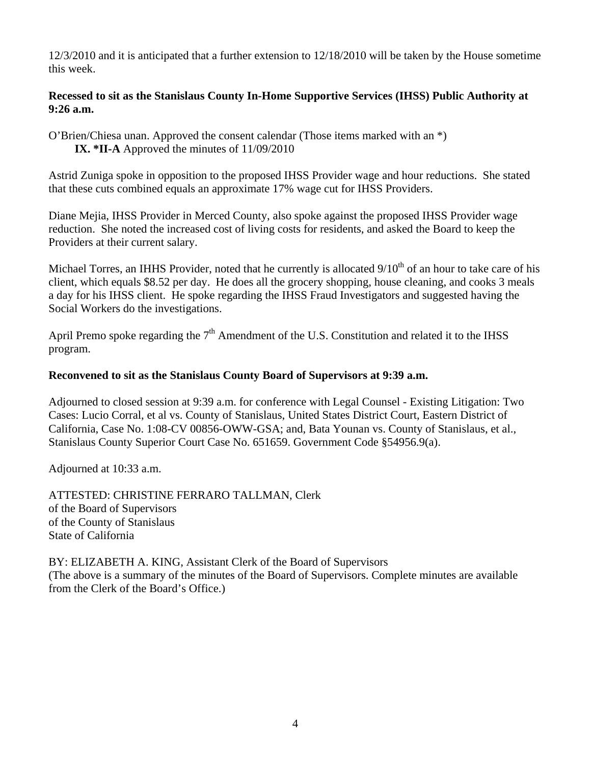12/3/2010 and it is anticipated that a further extension to 12/18/2010 will be taken by the House sometime this week.

**Recessed to sit as the Stanislaus County In-Home Supportive Services (IHSS) Public Authority at 9:26 a.m.**

O'Brien/Chiesa unan. Approved the consent calendar (Those items marked with an *)

**IX. *II-A** Approved the minutes of 11/09/2010

Astrid Zuniga spoke in opposition to the proposed IHSS Provider wage and hour reductions. She stated that these cuts combined equals an approximate 17% wage cut for IHSS Providers.

Diane Mejia, IHSS Provider in Merced County, also spoke against the proposed IHSS Provider wage reduction. She noted the increased cost of living costs for residents, and asked the Board to keep the Providers at their current salary.

Michael Torres, an IHHS Provider, noted that he currently is allocated 9/10th of an hour to take care of his client, which equals $8.52 per day. He does all the grocery shopping, house cleaning, and cooks 3 meals a day for his IHSS client. He spoke regarding the IHSS Fraud Investigators and suggested having the Social Workers do the investigations.

April Premo spoke regarding the 7th Amendment of the U.S. Constitution and related it to the IHSS program.

**Reconvened to sit as the Stanislaus County Board of Supervisors at 9:39 a.m.**

Adjourned to closed session at 9:39 a.m. for conference with Legal Counsel - Existing Litigation: Two Cases: Lucio Corral, et al vs. County of Stanislaus, United States District Court, Eastern District of California, Case No. 1:08-CV 00856-OWW-GSA; and, Bata Younan vs. County of Stanislaus, et al., Stanislaus County Superior Court Case No. 651659. Government Code §54956.9(a).

Adjourned at 10:33 a.m.

ATTESTED: CHRISTINE FERRARO TALLMAN, Clerk
of the Board of Supervisors
of the County of Stanislaus
State of California

BY: ELIZABETH A. KING, Assistant Clerk of the Board of Supervisors
(The above is a summary of the minutes of the Board of Supervisors. Complete minutes are available from the Clerk of the Board's Office.)